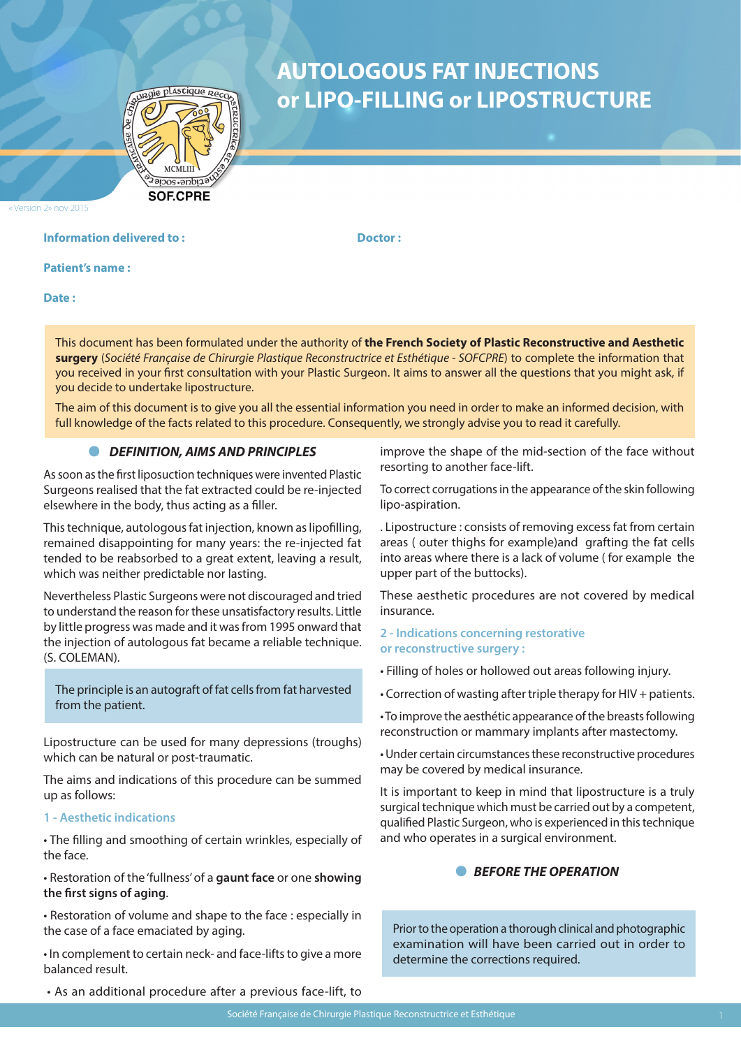# AUTOLOGOUS FAT INJECTIONS or LIPO-FILLING or LIPOSTRUCTURE

SOF.CPRE

« Version 2» nov 2015

**Information delivered to :**

**Doctor :**

**Patient's name :**

**Date :**

This document has been formulated under the authority of **the French Society of Plastic Reconstructive and Aesthetic surgery** (*Société Française de Chirurgie Plastique Reconstructrice et Esthétique - SOFCPRE*) to complete the information that you received in your first consultation with your Plastic Surgeon. It aims to answer all the questions that you might ask, if you decide to undertake lipostructure.

The aim of this document is to give you all the essential information you need in order to make an informed decision, with full knowledge of the facts related to this procedure. Consequently, we strongly advise you to read it carefully.

## *DEFINITION, AIMS AND PRINCIPLES*

As soon as the first liposuction techniques were invented Plastic Surgeons realised that the fat extracted could be re-injected elsewhere in the body, thus acting as a filler.

This technique, autologous fat injection, known as lipofilling, remained disappointing for many years: the re-injected fat tended to be reabsorbed to a great extent, leaving a result, which was neither predictable nor lasting.

Nevertheless Plastic Surgeons were not discouraged and tried to understand the reason for these unsatisfactory results. Little by little progress was made and it was from 1995 onward that the injection of autologous fat became a reliable technique. (S. COLEMAN).

The principle is an autograft of fat cells from fat harvested from the patient.

Lipostructure can be used for many depressions (troughs) which can be natural or post-traumatic.

The aims and indications of this procedure can be summed up as follows:

### 1 - Aesthetic indications

• The filling and smoothing of certain wrinkles, especially of the face.

• Restoration of the 'fullness' of a **gaunt face** or one **showing the first signs of aging**.

• Restoration of volume and shape to the face : especially in the case of a face emaciated by aging.

• In complement to certain neck- and face-lifts to give a more balanced result.

• As an additional procedure after a previous face-lift, to improve the shape of the mid-section of the face without resorting to another face-lift.

To correct corrugations in the appearance of the skin following lipo-aspiration.

. Lipostructure : consists of removing excess fat from certain areas ( outer thighs for example)and grafting the fat cells into areas where there is a lack of volume ( for example the upper part of the buttocks).

These aesthetic procedures are not covered by medical insurance.

### 2 - Indications concerning restorative or reconstructive surgery :

• Filling of holes or hollowed out areas following injury.

• Correction of wasting after triple therapy for HIV + patients.

• To improve the aesthétic appearance of the breasts following reconstruction or mammary implants after mastectomy.

• Under certain circumstances these reconstructive procedures may be covered by medical insurance.

It is important to keep in mind that lipostructure is a truly surgical technique which must be carried out by a competent, qualified Plastic Surgeon, who is experienced in this technique and who operates in a surgical environment.

## *BEFORE THE OPERATION*

Prior to the operation a thorough clinical and photographic examination will have been carried out in order to determine the corrections required.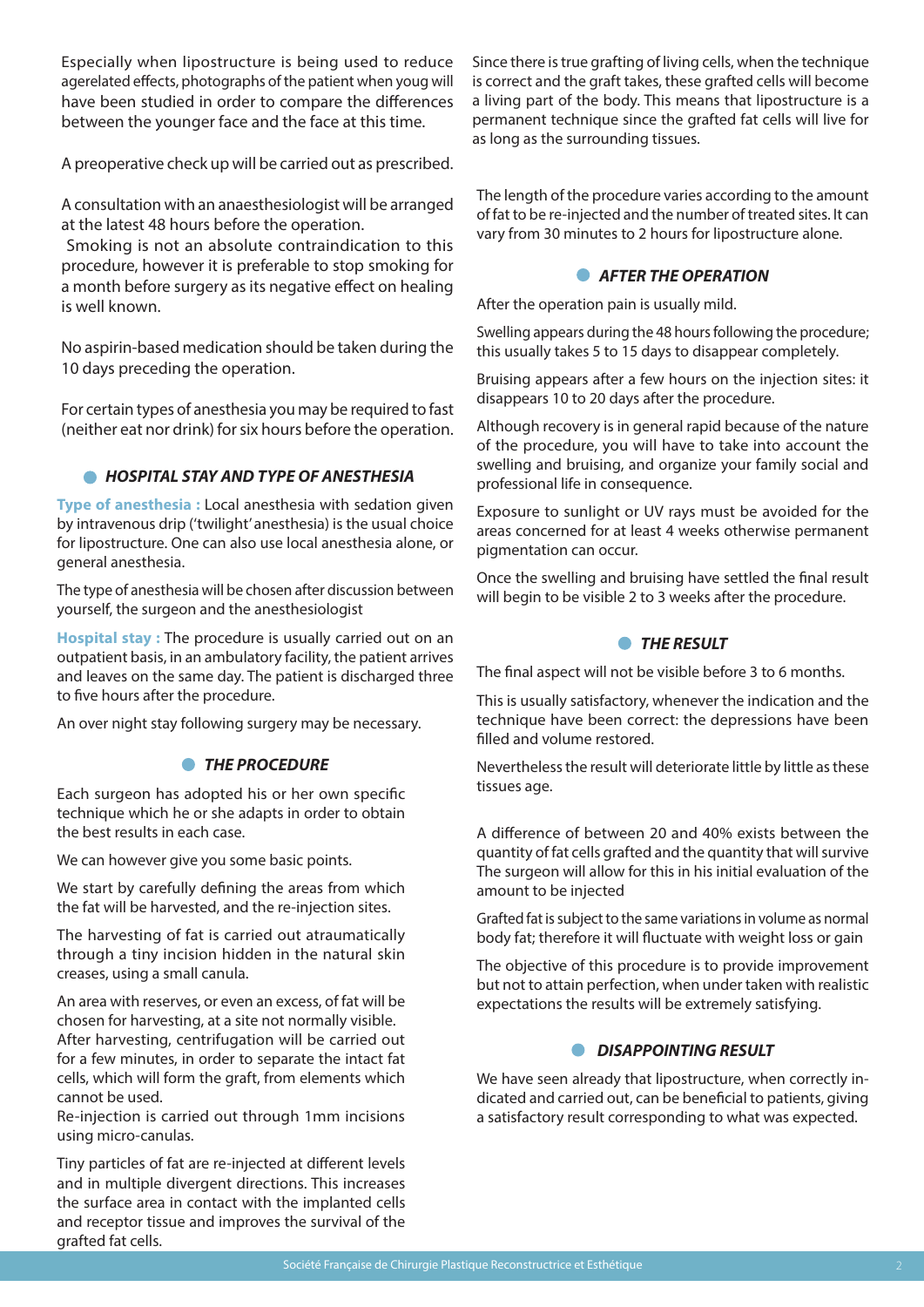Especially when lipostructure is being used to reduce agerelated effects, photographs of the patient when youg will have been studied in order to compare the differences between the younger face and the face at this time.

A preoperative check up will be carried out as prescribed.

A consultation with an anaesthesiologist will be arranged at the latest 48 hours before the operation.
Smoking is not an absolute contraindication to this procedure, however it is preferable to stop smoking for a month before surgery as its negative effect on healing is well known.

No aspirin-based medication should be taken during the 10 days preceding the operation.

For certain types of anesthesia you may be required to fast (neither eat nor drink) for six hours before the operation.

## HOSPITAL STAY AND TYPE OF ANESTHESIA

**Type of anesthesia :** Local anesthesia with sedation given by intravenous drip ('twilight' anesthesia) is the usual choice for lipostructure. One can also use local anesthesia alone, or general anesthesia.

The type of anesthesia will be chosen after discussion between yourself, the surgeon and the anesthesiologist

**Hospital stay :** The procedure is usually carried out on an outpatient basis, in an ambulatory facility, the patient arrives and leaves on the same day. The patient is discharged three to five hours after the procedure.

An over night stay following surgery may be necessary.

## THE PROCEDURE

Each surgeon has adopted his or her own specific technique which he or she adapts in order to obtain the best results in each case.

We can however give you some basic points.

We start by carefully defining the areas from which the fat will be harvested, and the re-injection sites.

The harvesting of fat is carried out atraumatically through a tiny incision hidden in the natural skin creases, using a small canula.

An area with reserves, or even an excess, of fat will be chosen for harvesting, at a site not normally visible.
After harvesting, centrifugation will be carried out for a few minutes, in order to separate the intact fat cells, which will form the graft, from elements which cannot be used.
Re-injection is carried out through 1mm incisions using micro-canulas.

Tiny particles of fat are re-injected at different levels and in multiple divergent directions. This increases the surface area in contact with the implanted cells and receptor tissue and improves the survival of the grafted fat cells.

Since there is true grafting of living cells, when the technique is correct and the graft takes, these grafted cells will become a living part of the body. This means that lipostructure is a permanent technique since the grafted fat cells will live for as long as the surrounding tissues.

The length of the procedure varies according to the amount of fat to be re-injected and the number of treated sites. It can vary from 30 minutes to 2 hours for lipostructure alone.

## AFTER THE OPERATION

After the operation pain is usually mild.

Swelling appears during the 48 hours following the procedure; this usually takes 5 to 15 days to disappear completely.

Bruising appears after a few hours on the injection sites: it disappears 10 to 20 days after the procedure.

Although recovery is in general rapid because of the nature of the procedure, you will have to take into account the swelling and bruising, and organize your family social and professional life in consequence.

Exposure to sunlight or UV rays must be avoided for the areas concerned for at least 4 weeks otherwise permanent pigmentation can occur.

Once the swelling and bruising have settled the final result will begin to be visible 2 to 3 weeks after the procedure.

## THE RESULT

The final aspect will not be visible before 3 to 6 months.

This is usually satisfactory, whenever the indication and the technique have been correct: the depressions have been filled and volume restored.

Nevertheless the result will deteriorate little by little as these tissues age.

A difference of between 20 and 40% exists between the quantity of fat cells grafted and the quantity that will survive The surgeon will allow for this in his initial evaluation of the amount to be injected

Grafted fat is subject to the same variations in volume as normal body fat; therefore it will fluctuate with weight loss or gain

The objective of this procedure is to provide improvement but not to attain perfection, when under taken with realistic expectations the results will be extremely satisfying.

## DISAPPOINTING RESULT

We have seen already that lipostructure, when correctly indicated and carried out, can be beneficial to patients, giving a satisfactory result corresponding to what was expected.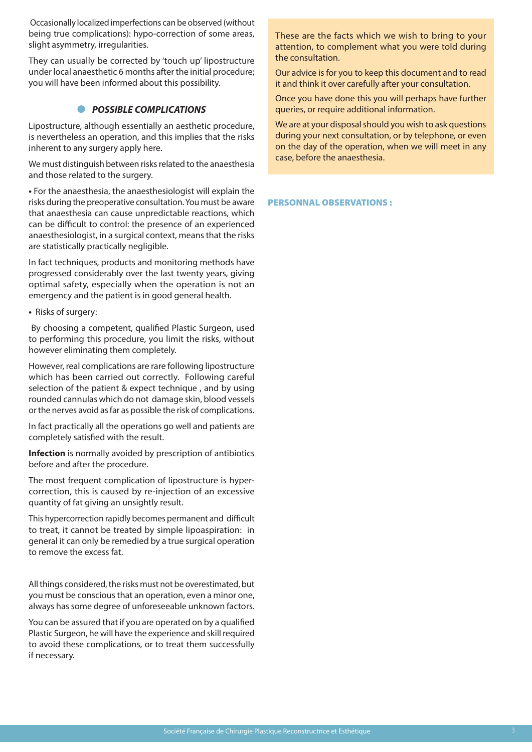Occasionally localized imperfections can be observed (without being true complications): hypo-correction of some areas, slight asymmetry, irregularities.

They can usually be corrected by 'touch up' lipostructure under local anaesthetic 6 months after the initial procedure; you will have been informed about this possibility.

## *POSSIBLE COMPLICATIONS*

Lipostructure, although essentially an aesthetic procedure, is nevertheless an operation, and this implies that the risks inherent to any surgery apply here.

We must distinguish between risks related to the anaesthesia and those related to the surgery.

• For the anaesthesia, the anaesthesiologist will explain the risks during the preoperative consultation. You must be aware that anaesthesia can cause unpredictable reactions, which can be difficult to control: the presence of an experienced anaesthesiologist, in a surgical context, means that the risks are statistically practically negligible.

In fact techniques, products and monitoring methods have progressed considerably over the last twenty years, giving optimal safety, especially when the operation is not an emergency and the patient is in good general health.

• Risks of surgery:

By choosing a competent, qualified Plastic Surgeon, used to performing this procedure, you limit the risks, without however eliminating them completely.

However, real complications are rare following lipostructure which has been carried out correctly. Following careful selection of the patient & expect technique , and by using rounded cannulas which do not damage skin, blood vessels or the nerves avoid as far as possible the risk of complications.

In fact practically all the operations go well and patients are completely satisfied with the result.

**Infection** is normally avoided by prescription of antibiotics before and after the procedure.

The most frequent complication of lipostructure is hyper-correction, this is caused by re-injection of an excessive quantity of fat giving an unsightly result.

This hypercorrection rapidly becomes permanent and difficult to treat, it cannot be treated by simple lipoaspiration: in general it can only be remedied by a true surgical operation to remove the excess fat.

All things considered, the risks must not be overestimated, but you must be conscious that an operation, even a minor one, always has some degree of unforeseeable unknown factors.

You can be assured that if you are operated on by a qualified Plastic Surgeon, he will have the experience and skill required to avoid these complications, or to treat them successfully if necessary.

These are the facts which we wish to bring to your attention, to complement what you were told during the consultation.

Our advice is for you to keep this document and to read it and think it over carefully after your consultation.

Once you have done this you will perhaps have further queries, or require additional information.

We are at your disposal should you wish to ask questions during your next consultation, or by telephone, or even on the day of the operation, when we will meet in any case, before the anaesthesia.

## PERSONNAL OBSERVATIONS :